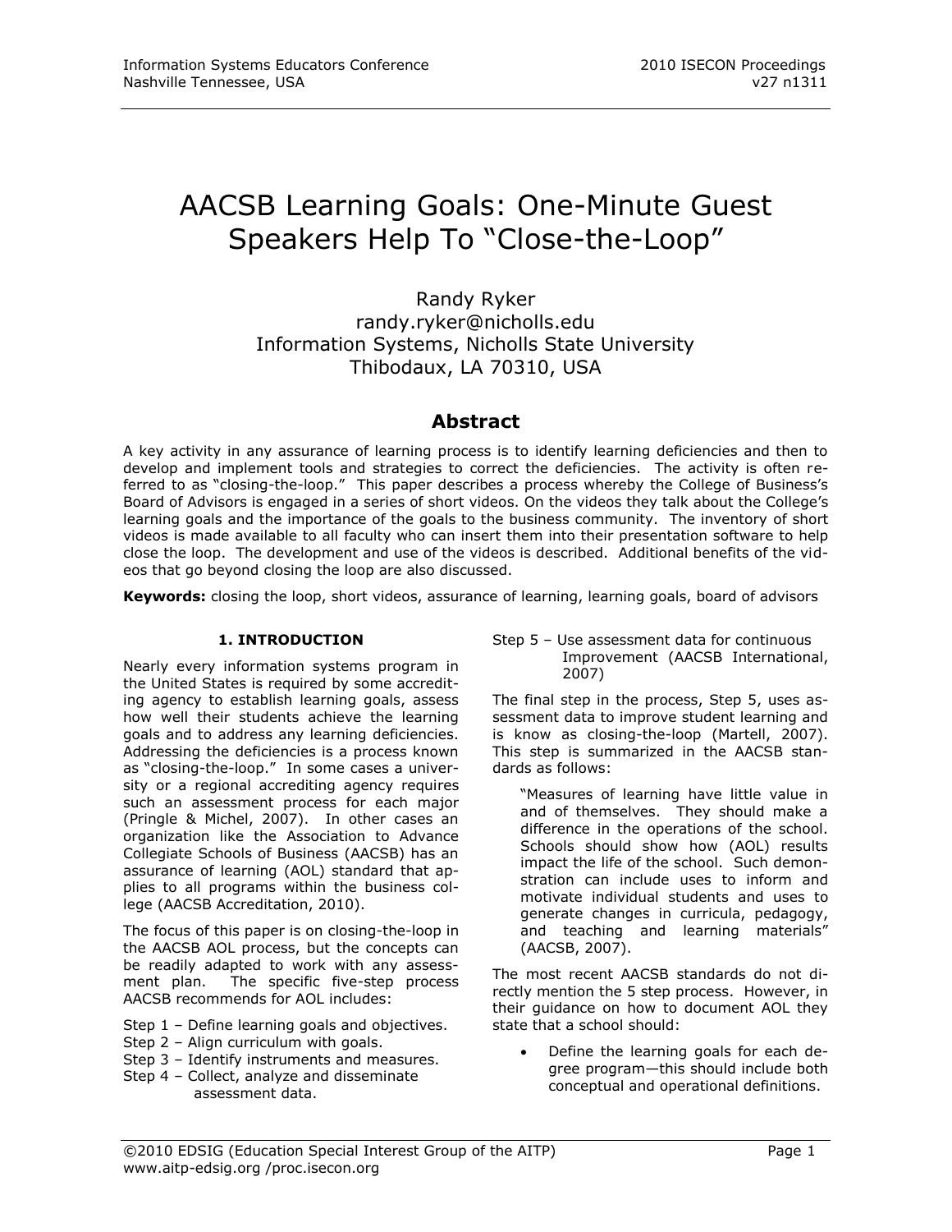# AACSB Learning Goals: One-Minute Guest Speakers Help To "Close-the-Loop"

Randy Ryker
randy.ryker@nicholls.edu
Information Systems, Nicholls State University
Thibodaux, LA 70310, USA

## Abstract

A key activity in any assurance of learning process is to identify learning deficiencies and then to develop and implement tools and strategies to correct the deficiencies. The activity is often referred to as "closing-the-loop." This paper describes a process whereby the College of Business's Board of Advisors is engaged in a series of short videos. On the videos they talk about the College's learning goals and the importance of the goals to the business community. The inventory of short videos is made available to all faculty who can insert them into their presentation software to help close the loop. The development and use of the videos is described. Additional benefits of the videos that go beyond closing the loop are also discussed.

**Keywords:** closing the loop, short videos, assurance of learning, learning goals, board of advisors

## 1. INTRODUCTION

Nearly every information systems program in the United States is required by some accrediting agency to establish learning goals, assess how well their students achieve the learning goals and to address any learning deficiencies. Addressing the deficiencies is a process known as "closing-the-loop." In some cases a university or a regional accrediting agency requires such an assessment process for each major (Pringle & Michel, 2007). In other cases an organization like the Association to Advance Collegiate Schools of Business (AACSB) has an assurance of learning (AOL) standard that applies to all programs within the business college (AACSB Accreditation, 2010).

The focus of this paper is on closing-the-loop in the AACSB AOL process, but the concepts can be readily adapted to work with any assessment plan. The specific five-step process AACSB recommends for AOL includes:

Step 1 – Define learning goals and objectives.
Step 2 – Align curriculum with goals.
Step 3 – Identify instruments and measures.
Step 4 – Collect, analyze and disseminate assessment data.
Step 5 – Use assessment data for continuous Improvement (AACSB International, 2007)

The final step in the process, Step 5, uses assessment data to improve student learning and is know as closing-the-loop (Martell, 2007). This step is summarized in the AACSB standards as follows:

> "Measures of learning have little value in and of themselves. They should make a difference in the operations of the school. Schools should show how (AOL) results impact the life of the school. Such demonstration can include uses to inform and motivate individual students and uses to generate changes in curricula, pedagogy, and teaching and learning materials" (AACSB, 2007).

The most recent AACSB standards do not directly mention the 5 step process. However, in their guidance on how to document AOL they state that a school should:

- Define the learning goals for each degree program—this should include both conceptual and operational definitions.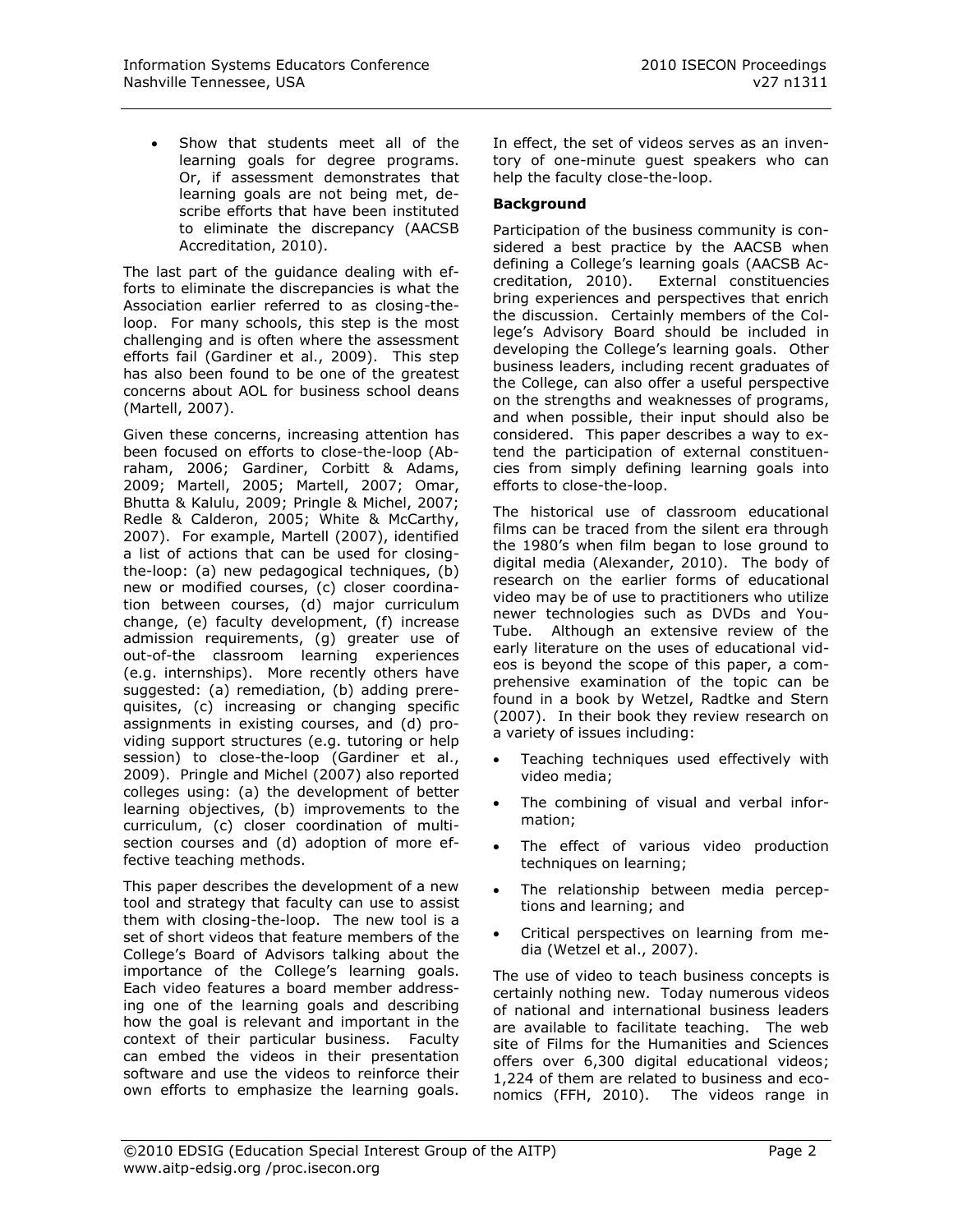- Show that students meet all of the learning goals for degree programs. Or, if assessment demonstrates that learning goals are not being met, describe efforts that have been instituted to eliminate the discrepancy (AACSB Accreditation, 2010).

The last part of the guidance dealing with efforts to eliminate the discrepancies is what the Association earlier referred to as closing-the-loop. For many schools, this step is the most challenging and is often where the assessment efforts fail (Gardiner et al., 2009). This step has also been found to be one of the greatest concerns about AOL for business school deans (Martell, 2007).

Given these concerns, increasing attention has been focused on efforts to close-the-loop (Abraham, 2006; Gardiner, Corbitt & Adams, 2009; Martell, 2005; Martell, 2007; Omar, Bhutta & Kalulu, 2009; Pringle & Michel, 2007; Redle & Calderon, 2005; White & McCarthy, 2007). For example, Martell (2007), identified a list of actions that can be used for closing-the-loop: (a) new pedagogical techniques, (b) new or modified courses, (c) closer coordination between courses, (d) major curriculum change, (e) faculty development, (f) increase admission requirements, (g) greater use of out-of-the classroom learning experiences (e.g. internships). More recently others have suggested: (a) remediation, (b) adding prerequisites, (c) increasing or changing specific assignments in existing courses, and (d) providing support structures (e.g. tutoring or help session) to close-the-loop (Gardiner et al., 2009). Pringle and Michel (2007) also reported colleges using: (a) the development of better learning objectives, (b) improvements to the curriculum, (c) closer coordination of multi-section courses and (d) adoption of more effective teaching methods.

This paper describes the development of a new tool and strategy that faculty can use to assist them with closing-the-loop. The new tool is a set of short videos that feature members of the College's Board of Advisors talking about the importance of the College's learning goals. Each video features a board member addressing one of the learning goals and describing how the goal is relevant and important in the context of their particular business. Faculty can embed the videos in their presentation software and use the videos to reinforce their own efforts to emphasize the learning goals. In effect, the set of videos serves as an inventory of one-minute guest speakers who can help the faculty close-the-loop.

**Background**

Participation of the business community is considered a best practice by the AACSB when defining a College's learning goals (AACSB Accreditation, 2010). External constituencies bring experiences and perspectives that enrich the discussion. Certainly members of the College's Advisory Board should be included in developing the College's learning goals. Other business leaders, including recent graduates of the College, can also offer a useful perspective on the strengths and weaknesses of programs, and when possible, their input should also be considered. This paper describes a way to extend the participation of external constituencies from simply defining learning goals into efforts to close-the-loop.

The historical use of classroom educational films can be traced from the silent era through the 1980's when film began to lose ground to digital media (Alexander, 2010). The body of research on the earlier forms of educational video may be of use to practitioners who utilize newer technologies such as DVDs and YouTube. Although an extensive review of the early literature on the uses of educational videos is beyond the scope of this paper, a comprehensive examination of the topic can be found in a book by Wetzel, Radtke and Stern (2007). In their book they review research on a variety of issues including:

- Teaching techniques used effectively with video media;
- The combining of visual and verbal information;
- The effect of various video production techniques on learning;
- The relationship between media perceptions and learning; and
- Critical perspectives on learning from media (Wetzel et al., 2007).

The use of video to teach business concepts is certainly nothing new. Today numerous videos of national and international business leaders are available to facilitate teaching. The web site of Films for the Humanities and Sciences offers over 6,300 digital educational videos; 1,224 of them are related to business and economics (FFH, 2010). The videos range in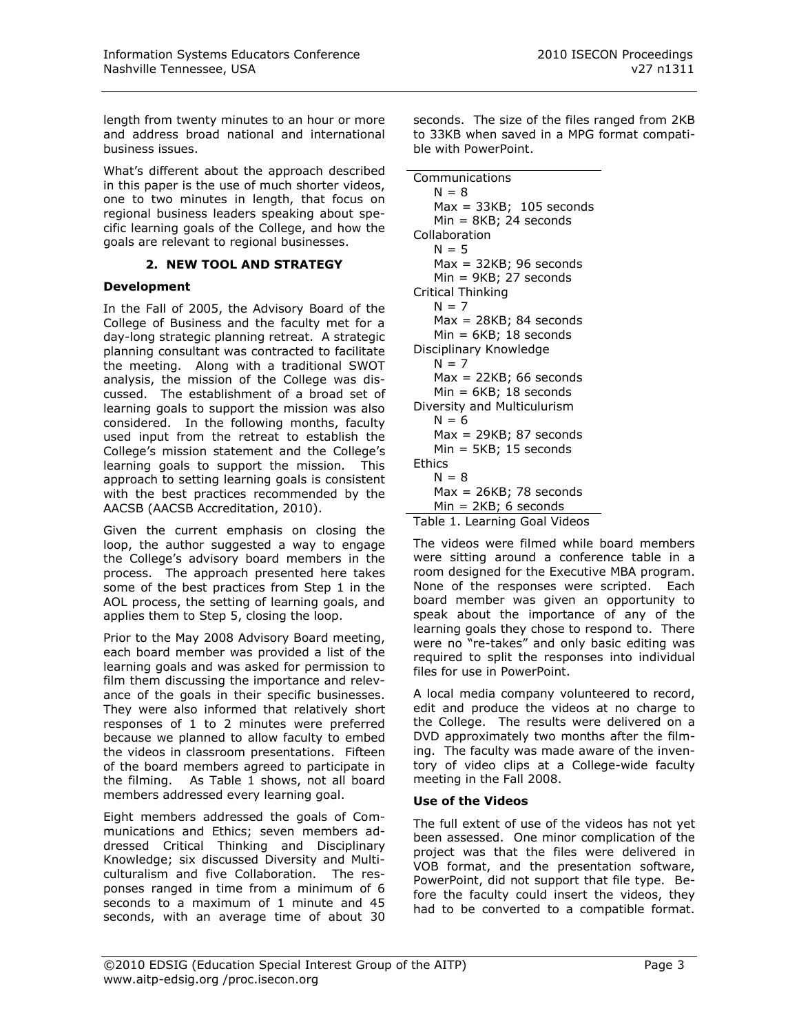length from twenty minutes to an hour or more and address broad national and international business issues.

What's different about the approach described in this paper is the use of much shorter videos, one to two minutes in length, that focus on regional business leaders speaking about specific learning goals of the College, and how the goals are relevant to regional businesses.

## 2. NEW TOOL AND STRATEGY

### Development

In the Fall of 2005, the Advisory Board of the College of Business and the faculty met for a day-long strategic planning retreat. A strategic planning consultant was contracted to facilitate the meeting. Along with a traditional SWOT analysis, the mission of the College was discussed. The establishment of a broad set of learning goals to support the mission was also considered. In the following months, faculty used input from the retreat to establish the College's mission statement and the College's learning goals to support the mission. This approach to setting learning goals is consistent with the best practices recommended by the AACSB (AACSB Accreditation, 2010).

Given the current emphasis on closing the loop, the author suggested a way to engage the College's advisory board members in the process. The approach presented here takes some of the best practices from Step 1 in the AOL process, the setting of learning goals, and applies them to Step 5, closing the loop.

Prior to the May 2008 Advisory Board meeting, each board member was provided a list of the learning goals and was asked for permission to film them discussing the importance and relevance of the goals in their specific businesses. They were also informed that relatively short responses of 1 to 2 minutes were preferred because we planned to allow faculty to embed the videos in classroom presentations. Fifteen of the board members agreed to participate in the filming. As Table 1 shows, not all board members addressed every learning goal.

Eight members addressed the goals of Communications and Ethics; seven members addressed Critical Thinking and Disciplinary Knowledge; six discussed Diversity and Multiculturalism and five Collaboration. The responses ranged in time from a minimum of 6 seconds to a maximum of 1 minute and 45 seconds, with an average time of about 30 seconds. The size of the files ranged from 2KB to 33KB when saved in a MPG format compatible with PowerPoint.

Communications
  N = 8
  Max = 33KB; 105 seconds
  Min = 8KB; 24 seconds
Collaboration
  N = 5
  Max = 32KB; 96 seconds
  Min = 9KB; 27 seconds
Critical Thinking
  N = 7
  Max = 28KB; 84 seconds
  Min = 6KB; 18 seconds
Disciplinary Knowledge
  N = 7
  Max = 22KB; 66 seconds
  Min = 6KB; 18 seconds
Diversity and Multiculurism
  N = 6
  Max = 29KB; 87 seconds
  Min = 5KB; 15 seconds
Ethics
  N = 8
  Max = 26KB; 78 seconds
  Min = 2KB; 6 seconds

Table 1. Learning Goal Videos

The videos were filmed while board members were sitting around a conference table in a room designed for the Executive MBA program. None of the responses were scripted. Each board member was given an opportunity to speak about the importance of any of the learning goals they chose to respond to. There were no "re-takes" and only basic editing was required to split the responses into individual files for use in PowerPoint.

A local media company volunteered to record, edit and produce the videos at no charge to the College. The results were delivered on a DVD approximately two months after the filming. The faculty was made aware of the inventory of video clips at a College-wide faculty meeting in the Fall 2008.

### Use of the Videos

The full extent of use of the videos has not yet been assessed. One minor complication of the project was that the files were delivered in VOB format, and the presentation software, PowerPoint, did not support that file type. Before the faculty could insert the videos, they had to be converted to a compatible format.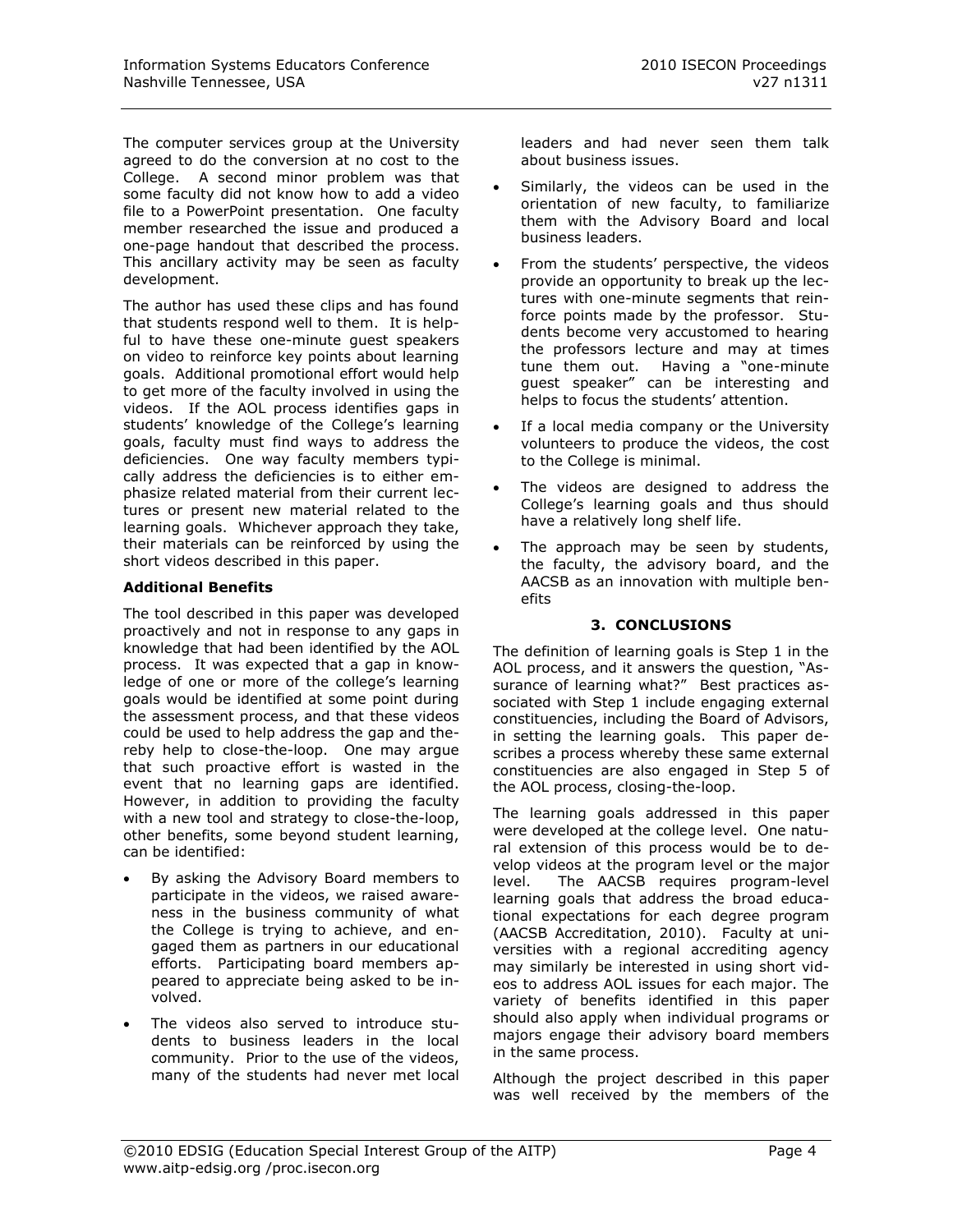The computer services group at the University agreed to do the conversion at no cost to the College. A second minor problem was that some faculty did not know how to add a video file to a PowerPoint presentation. One faculty member researched the issue and produced a one-page handout that described the process. This ancillary activity may be seen as faculty development.

The author has used these clips and has found that students respond well to them. It is helpful to have these one-minute guest speakers on video to reinforce key points about learning goals. Additional promotional effort would help to get more of the faculty involved in using the videos. If the AOL process identifies gaps in students' knowledge of the College's learning goals, faculty must find ways to address the deficiencies. One way faculty members typically address the deficiencies is to either emphasize related material from their current lectures or present new material related to the learning goals. Whichever approach they take, their materials can be reinforced by using the short videos described in this paper.

**Additional Benefits**

The tool described in this paper was developed proactively and not in response to any gaps in knowledge that had been identified by the AOL process. It was expected that a gap in knowledge of one or more of the college's learning goals would be identified at some point during the assessment process, and that these videos could be used to help address the gap and thereby help to close-the-loop. One may argue that such proactive effort is wasted in the event that no learning gaps are identified. However, in addition to providing the faculty with a new tool and strategy to close-the-loop, other benefits, some beyond student learning, can be identified:

- By asking the Advisory Board members to participate in the videos, we raised awareness in the business community of what the College is trying to achieve, and engaged them as partners in our educational efforts. Participating board members appeared to appreciate being asked to be involved.
- The videos also served to introduce students to business leaders in the local community. Prior to the use of the videos, many of the students had never met local leaders and had never seen them talk about business issues.
- Similarly, the videos can be used in the orientation of new faculty, to familiarize them with the Advisory Board and local business leaders.
- From the students' perspective, the videos provide an opportunity to break up the lectures with one-minute segments that reinforce points made by the professor. Students become very accustomed to hearing the professors lecture and may at times tune them out. Having a "one-minute guest speaker" can be interesting and helps to focus the students' attention.
- If a local media company or the University volunteers to produce the videos, the cost to the College is minimal.
- The videos are designed to address the College's learning goals and thus should have a relatively long shelf life.
- The approach may be seen by students, the faculty, the advisory board, and the AACSB as an innovation with multiple benefits

## 3. CONCLUSIONS

The definition of learning goals is Step 1 in the AOL process, and it answers the question, "Assurance of learning what?" Best practices associated with Step 1 include engaging external constituencies, including the Board of Advisors, in setting the learning goals. This paper describes a process whereby these same external constituencies are also engaged in Step 5 of the AOL process, closing-the-loop.

The learning goals addressed in this paper were developed at the college level. One natural extension of this process would be to develop videos at the program level or the major level. The AACSB requires program-level learning goals that address the broad educational expectations for each degree program (AACSB Accreditation, 2010). Faculty at universities with a regional accrediting agency may similarly be interested in using short videos to address AOL issues for each major. The variety of benefits identified in this paper should also apply when individual programs or majors engage their advisory board members in the same process.

Although the project described in this paper was well received by the members of the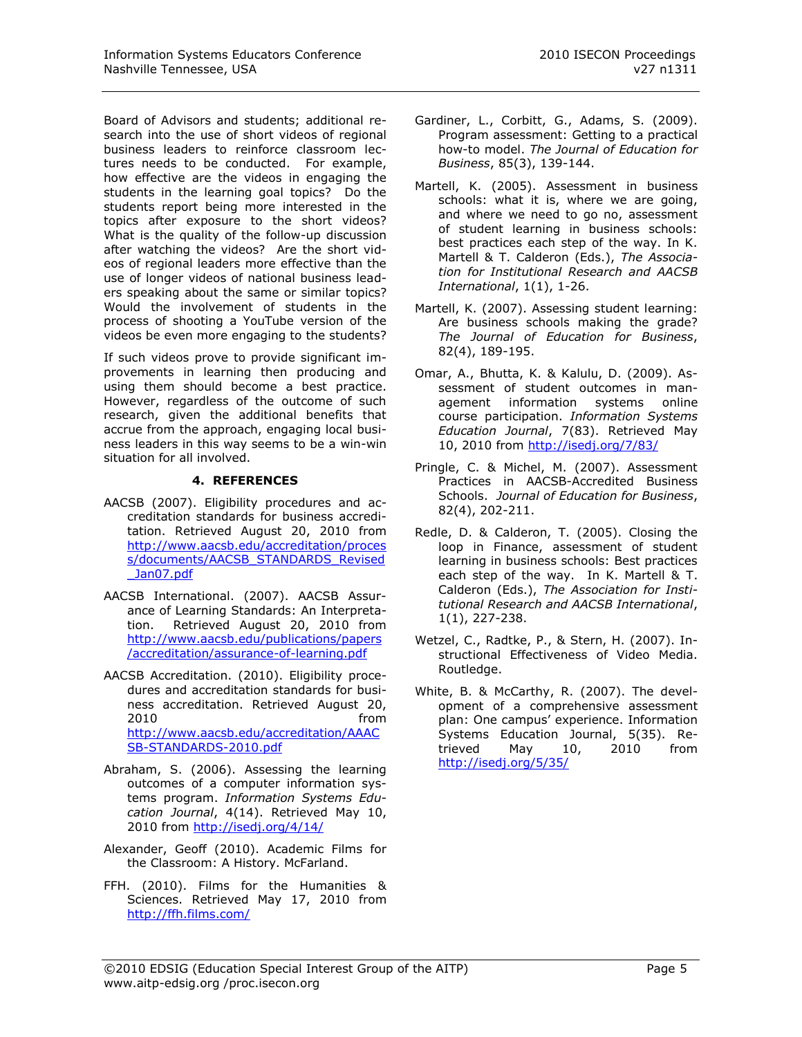Board of Advisors and students; additional research into the use of short videos of regional business leaders to reinforce classroom lectures needs to be conducted. For example, how effective are the videos in engaging the students in the learning goal topics? Do the students report being more interested in the topics after exposure to the short videos? What is the quality of the follow-up discussion after watching the videos? Are the short videos of regional leaders more effective than the use of longer videos of national business leaders speaking about the same or similar topics? Would the involvement of students in the process of shooting a YouTube version of the videos be even more engaging to the students?

If such videos prove to provide significant improvements in learning then producing and using them should become a best practice. However, regardless of the outcome of such research, given the additional benefits that accrue from the approach, engaging local business leaders in this way seems to be a win-win situation for all involved.

## 4. REFERENCES

AACSB (2007). Eligibility procedures and accreditation standards for business accreditation. Retrieved August 20, 2010 from http://www.aacsb.edu/accreditation/process/documents/AACSB_STANDARDS_Revised_Jan07.pdf

AACSB International. (2007). AACSB Assurance of Learning Standards: An Interpretation. Retrieved August 20, 2010 from http://www.aacsb.edu/publications/papers/accreditation/assurance-of-learning.pdf

AACSB Accreditation. (2010). Eligibility procedures and accreditation standards for business accreditation. Retrieved August 20, 2010 from http://www.aacsb.edu/accreditation/AACSB-STANDARDS-2010.pdf

Abraham, S. (2006). Assessing the learning outcomes of a computer information systems program. *Information Systems Education Journal*, 4(14). Retrieved May 10, 2010 from http://isedj.org/4/14/

Alexander, Geoff (2010). Academic Films for the Classroom: A History. McFarland.

FFH. (2010). Films for the Humanities & Sciences. Retrieved May 17, 2010 from http://ffh.films.com/

Gardiner, L., Corbitt, G., Adams, S. (2009). Program assessment: Getting to a practical how-to model. *The Journal of Education for Business*, 85(3), 139-144.

Martell, K. (2005). Assessment in business schools: what it is, where we are going, and where we need to go no, assessment of student learning in business schools: best practices each step of the way. In K. Martell & T. Calderon (Eds.), *The Association for Institutional Research and AACSB International*, 1(1), 1-26.

Martell, K. (2007). Assessing student learning: Are business schools making the grade? *The Journal of Education for Business*, 82(4), 189-195.

Omar, A., Bhutta, K. & Kalulu, D. (2009). Assessment of student outcomes in management information systems online course participation. *Information Systems Education Journal*, 7(83). Retrieved May 10, 2010 from http://isedj.org/7/83/

Pringle, C. & Michel, M. (2007). Assessment Practices in AACSB-Accredited Business Schools. *Journal of Education for Business*, 82(4), 202-211.

Redle, D. & Calderon, T. (2005). Closing the loop in Finance, assessment of student learning in business schools: Best practices each step of the way. In K. Martell & T. Calderon (Eds.), *The Association for Institutional Research and AACSB International*, 1(1), 227-238.

Wetzel, C., Radtke, P., & Stern, H. (2007). Instructional Effectiveness of Video Media. Routledge.

White, B. & McCarthy, R. (2007). The development of a comprehensive assessment plan: One campus' experience. Information Systems Education Journal, 5(35). Retrieved May 10, 2010 from http://isedj.org/5/35/